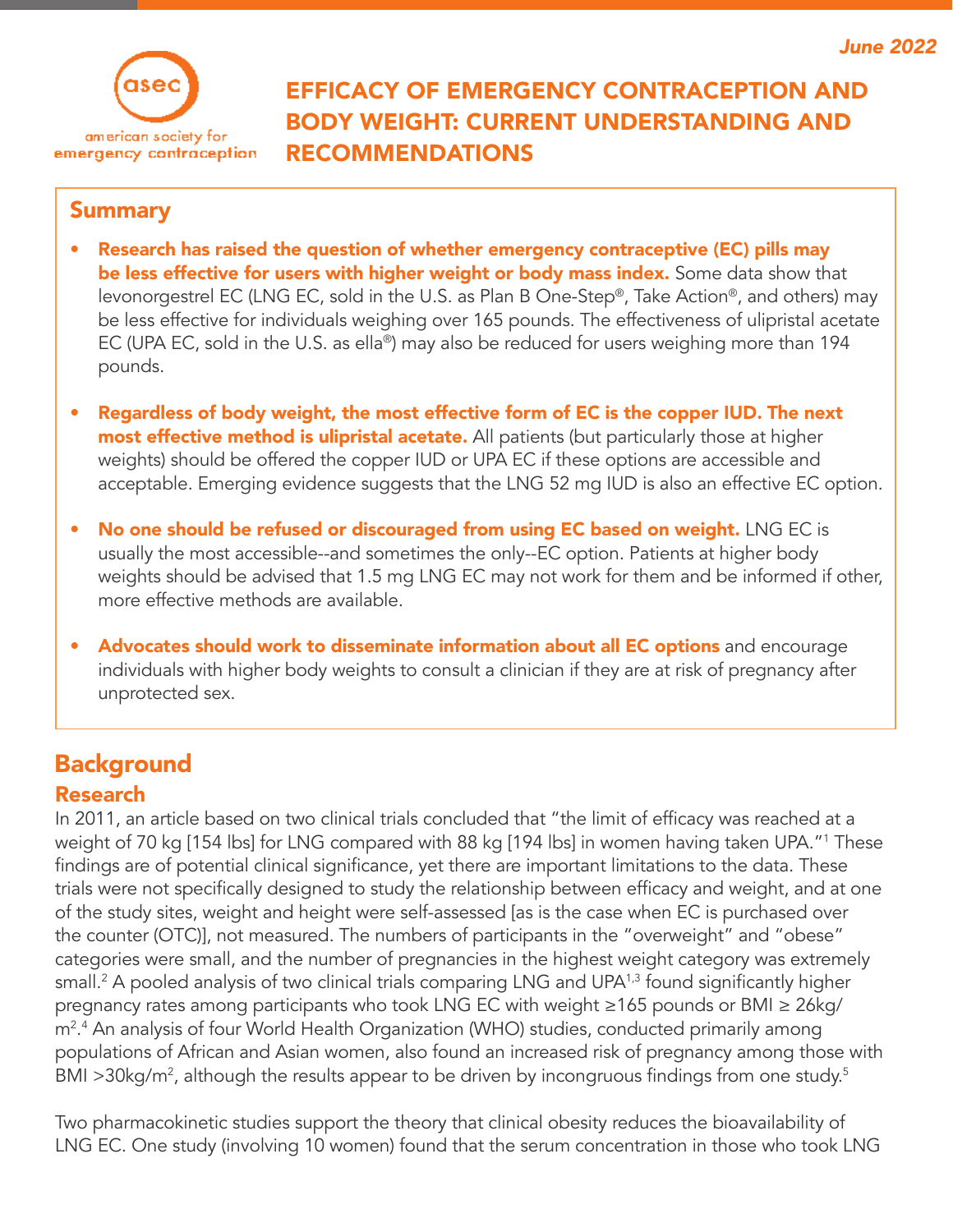June 2022

american society for emergency contraception

# EFFICACY OF EMERGENCY CONTRACEPTION AND BODY WEIGHT: CURRENT UNDERSTANDING AND RECOMMENDATIONS

## Summary

- **Research has raised the question of whether emergency contraceptive (EC) pills may be less effective for users with higher weight or body mass index.** Some data show that levonorgestrel EC (LNG EC, sold in the U.S. as Plan B One-Step®, Take Action®, and others) may be less effective for individuals weighing over 165 pounds. The effectiveness of ulipristal acetate EC (UPA EC, sold in the U.S. as ella®) may also be reduced for users weighing more than 194 pounds.

- **Regardless of body weight, the most effective form of EC is the copper IUD. The next most effective method is ulipristal acetate.** All patients (but particularly those at higher weights) should be offered the copper IUD or UPA EC if these options are accessible and acceptable. Emerging evidence suggests that the LNG 52 mg IUD is also an effective EC option.

- **No one should be refused or discouraged from using EC based on weight.** LNG EC is usually the most accessible--and sometimes the only--EC option. Patients at higher body weights should be advised that 1.5 mg LNG EC may not work for them and be informed if other, more effective methods are available.

- **Advocates should work to disseminate information about all EC options** and encourage individuals with higher body weights to consult a clinician if they are at risk of pregnancy after unprotected sex.

## Background

### Research

In 2011, an article based on two clinical trials concluded that "the limit of efficacy was reached at a weight of 70 kg [154 lbs] for LNG compared with 88 kg [194 lbs] in women having taken UPA."[1] These findings are of potential clinical significance, yet there are important limitations to the data. These trials were not specifically designed to study the relationship between efficacy and weight, and at one of the study sites, weight and height were self-assessed [as is the case when EC is purchased over the counter (OTC)], not measured. The numbers of participants in the "overweight" and "obese" categories were small, and the number of pregnancies in the highest weight category was extremely small.[2] A pooled analysis of two clinical trials comparing LNG and UPA[1,3] found significantly higher pregnancy rates among participants who took LNG EC with weight ≥165 pounds or BMI ≥ 26kg/m$^2$.[4] An analysis of four World Health Organization (WHO) studies, conducted primarily among populations of African and Asian women, also found an increased risk of pregnancy among those with BMI >30kg/m$^2$, although the results appear to be driven by incongruous findings from one study.[5]

Two pharmacokinetic studies support the theory that clinical obesity reduces the bioavailability of LNG EC. One study (involving 10 women) found that the serum concentration in those who took LNG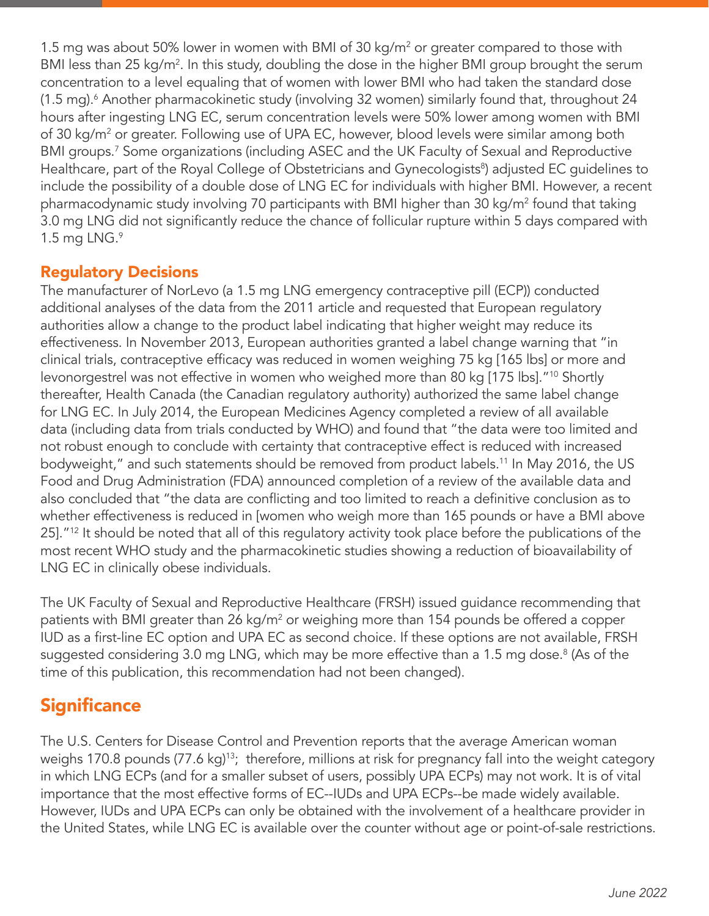1.5 mg was about 50% lower in women with BMI of 30 kg/$m^2$ or greater compared to those with BMI less than 25 kg/$m^2$. In this study, doubling the dose in the higher BMI group brought the serum concentration to a level equaling that of women with lower BMI who had taken the standard dose (1.5 mg).[6] Another pharmacokinetic study (involving 32 women) similarly found that, throughout 24 hours after ingesting LNG EC, serum concentration levels were 50% lower among women with BMI of 30 kg/$m^2$ or greater. Following use of UPA EC, however, blood levels were similar among both BMI groups.[7] Some organizations (including ASEC and the UK Faculty of Sexual and Reproductive Healthcare, part of the Royal College of Obstetricians and Gynecologists[8]) adjusted EC guidelines to include the possibility of a double dose of LNG EC for individuals with higher BMI. However, a recent pharmacodynamic study involving 70 participants with BMI higher than 30 kg/$m^2$ found that taking 3.0 mg LNG did not significantly reduce the chance of follicular rupture within 5 days compared with 1.5 mg LNG.[9]

### Regulatory Decisions

The manufacturer of NorLevo (a 1.5 mg LNG emergency contraceptive pill (ECP)) conducted additional analyses of the data from the 2011 article and requested that European regulatory authorities allow a change to the product label indicating that higher weight may reduce its effectiveness. In November 2013, European authorities granted a label change warning that "in clinical trials, contraceptive efficacy was reduced in women weighing 75 kg [165 lbs] or more and levonorgestrel was not effective in women who weighed more than 80 kg [175 lbs]."[10] Shortly thereafter, Health Canada (the Canadian regulatory authority) authorized the same label change for LNG EC. In July 2014, the European Medicines Agency completed a review of all available data (including data from trials conducted by WHO) and found that "the data were too limited and not robust enough to conclude with certainty that contraceptive effect is reduced with increased bodyweight," and such statements should be removed from product labels.[11] In May 2016, the US Food and Drug Administration (FDA) announced completion of a review of the available data and also concluded that "the data are conflicting and too limited to reach a definitive conclusion as to whether effectiveness is reduced in [women who weigh more than 165 pounds or have a BMI above 25]."[12] It should be noted that all of this regulatory activity took place before the publications of the most recent WHO study and the pharmacokinetic studies showing a reduction of bioavailability of LNG EC in clinically obese individuals.

The UK Faculty of Sexual and Reproductive Healthcare (FRSH) issued guidance recommending that patients with BMI greater than 26 kg/$m^2$ or weighing more than 154 pounds be offered a copper IUD as a first-line EC option and UPA EC as second choice. If these options are not available, FRSH suggested considering 3.0 mg LNG, which may be more effective than a 1.5 mg dose.[8] (As of the time of this publication, this recommendation had not been changed).

## Significance

The U.S. Centers for Disease Control and Prevention reports that the average American woman weighs 170.8 pounds (77.6 kg)[13]; therefore, millions at risk for pregnancy fall into the weight category in which LNG ECPs (and for a smaller subset of users, possibly UPA ECPs) may not work. It is of vital importance that the most effective forms of EC--IUDs and UPA ECPs--be made widely available. However, IUDs and UPA ECPs can only be obtained with the involvement of a healthcare provider in the United States, while LNG EC is available over the counter without age or point-of-sale restrictions.

*June 2022*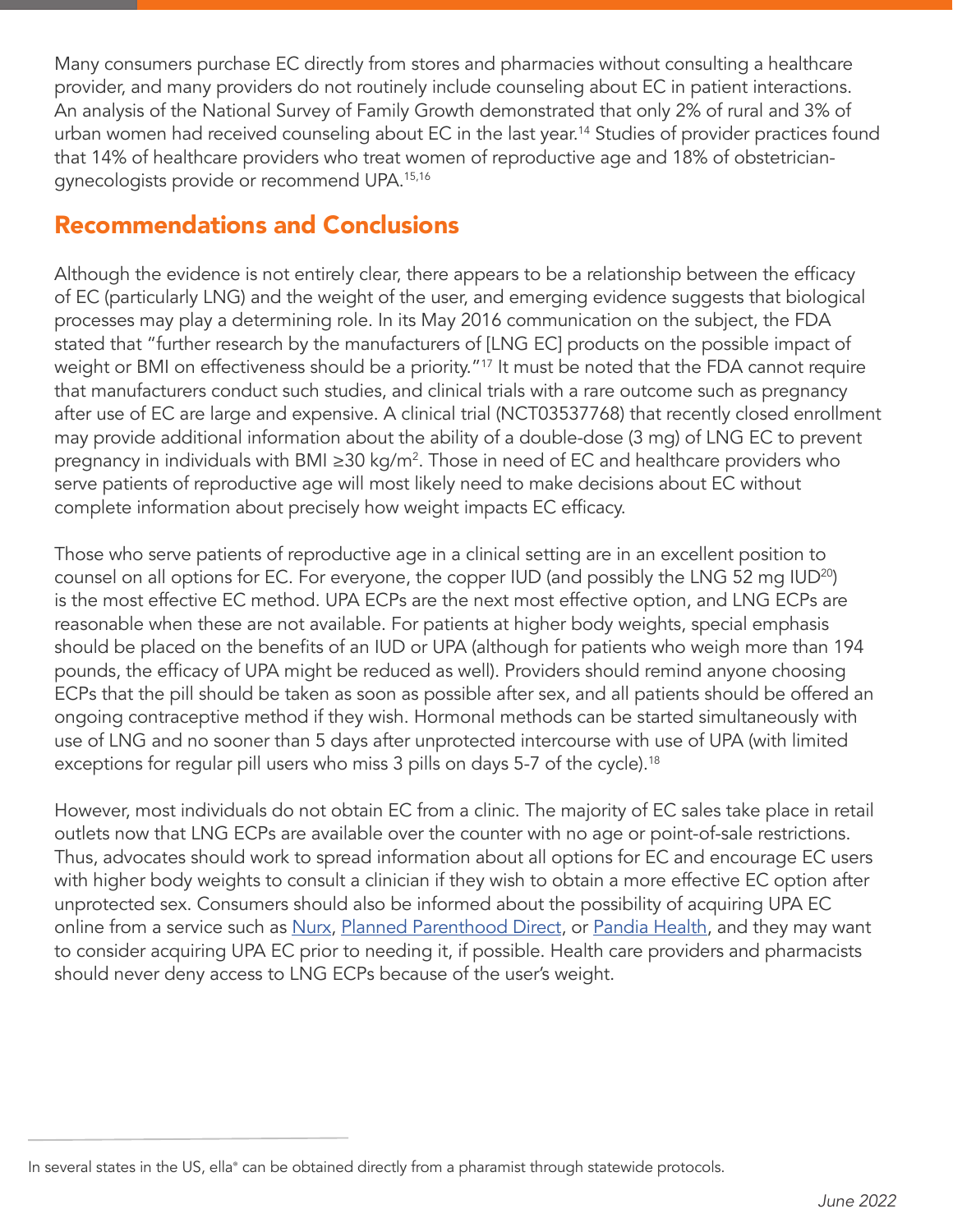Many consumers purchase EC directly from stores and pharmacies without consulting a healthcare provider, and many providers do not routinely include counseling about EC in patient interactions. An analysis of the National Survey of Family Growth demonstrated that only 2% of rural and 3% of urban women had received counseling about EC in the last year.[14] Studies of provider practices found that 14% of healthcare providers who treat women of reproductive age and 18% of obstetrician-gynecologists provide or recommend UPA.[15,16]

## Recommendations and Conclusions

Although the evidence is not entirely clear, there appears to be a relationship between the efficacy of EC (particularly LNG) and the weight of the user, and emerging evidence suggests that biological processes may play a determining role. In its May 2016 communication on the subject, the FDA stated that "further research by the manufacturers of [LNG EC] products on the possible impact of weight or BMI on effectiveness should be a priority."[17] It must be noted that the FDA cannot require that manufacturers conduct such studies, and clinical trials with a rare outcome such as pregnancy after use of EC are large and expensive. A clinical trial (NCT03537768) that recently closed enrollment may provide additional information about the ability of a double-dose (3 mg) of LNG EC to prevent pregnancy in individuals with BMI ≥30 kg/m$^2$. Those in need of EC and healthcare providers who serve patients of reproductive age will most likely need to make decisions about EC without complete information about precisely how weight impacts EC efficacy.

Those who serve patients of reproductive age in a clinical setting are in an excellent position to counsel on all options for EC. For everyone, the copper IUD (and possibly the LNG 52 mg IUD[20]) is the most effective EC method. UPA ECPs are the next most effective option, and LNG ECPs are reasonable when these are not available. For patients at higher body weights, special emphasis should be placed on the benefits of an IUD or UPA (although for patients who weigh more than 194 pounds, the efficacy of UPA might be reduced as well). Providers should remind anyone choosing ECPs that the pill should be taken as soon as possible after sex, and all patients should be offered an ongoing contraceptive method if they wish. Hormonal methods can be started simultaneously with use of LNG and no sooner than 5 days after unprotected intercourse with use of UPA (with limited exceptions for regular pill users who miss 3 pills on days 5-7 of the cycle).[18]

However, most individuals do not obtain EC from a clinic. The majority of EC sales take place in retail outlets now that LNG ECPs are available over the counter with no age or point-of-sale restrictions. Thus, advocates should work to spread information about all options for EC and encourage EC users with higher body weights to consult a clinician if they wish to obtain a more effective EC option after unprotected sex. Consumers should also be informed about the possibility of acquiring UPA EC online from a service such as Nurx, Planned Parenthood Direct, or Pandia Health, and they may want to consider acquiring UPA EC prior to needing it, if possible. Health care providers and pharmacists should never deny access to LNG ECPs because of the user's weight.

---

In several states in the US, ella® can be obtained directly from a pharamist through statewide protocols.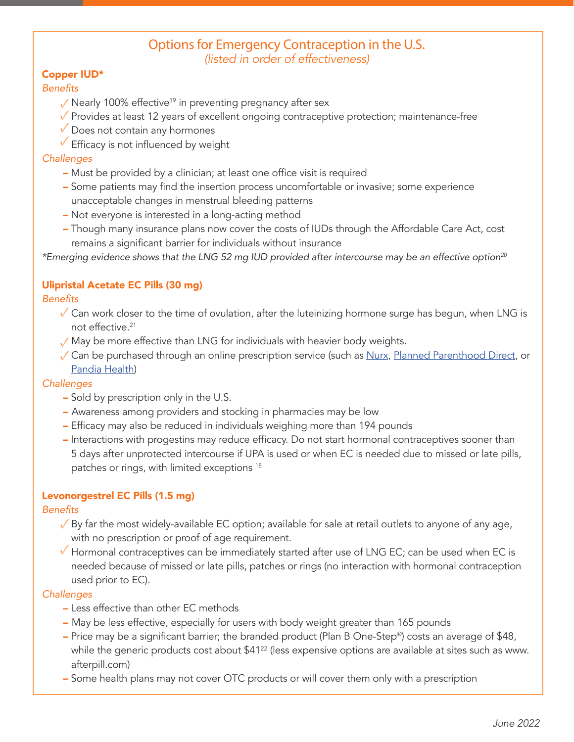## Options for Emergency Contraception in the U.S.

*(listed in order of effectiveness)*

### Copper IUD*

*Benefits*

- ✓ Nearly 100% effective[19] in preventing pregnancy after sex
- ✓ Provides at least 12 years of excellent ongoing contraceptive protection; maintenance-free
- ✓ Does not contain any hormones
- ✓ Efficacy is not influenced by weight

*Challenges*

- Must be provided by a clinician; at least one office visit is required
- Some patients may find the insertion process uncomfortable or invasive; some experience unacceptable changes in menstrual bleeding patterns
- Not everyone is interested in a long-acting method
- Though many insurance plans now cover the costs of IUDs through the Affordable Care Act, cost remains a significant barrier for individuals without insurance

*\*Emerging evidence shows that the LNG 52 mg IUD provided after intercourse may be an effective option[20]*

### Ulipristal Acetate EC Pills (30 mg)

*Benefits*

- ✓ Can work closer to the time of ovulation, after the luteinizing hormone surge has begun, when LNG is not effective.[21]
- ✓ May be more effective than LNG for individuals with heavier body weights.
- ✓ Can be purchased through an online prescription service (such as Nurx, Planned Parenthood Direct, or Pandia Health)

*Challenges*

- Sold by prescription only in the U.S.
- Awareness among providers and stocking in pharmacies may be low
- Efficacy may also be reduced in individuals weighing more than 194 pounds
- Interactions with progestins may reduce efficacy. Do not start hormonal contraceptives sooner than 5 days after unprotected intercourse if UPA is used or when EC is needed due to missed or late pills, patches or rings, with limited exceptions [18]

### Levonorgestrel EC Pills (1.5 mg)

*Benefits*

- ✓ By far the most widely-available EC option; available for sale at retail outlets to anyone of any age, with no prescription or proof of age requirement.
- ✓ Hormonal contraceptives can be immediately started after use of LNG EC; can be used when EC is needed because of missed or late pills, patches or rings (no interaction with hormonal contraception used prior to EC).

*Challenges*

- Less effective than other EC methods
- May be less effective, especially for users with body weight greater than 165 pounds
- Price may be a significant barrier; the branded product (Plan B One-Step®) costs an average of $48, while the generic products cost about $41[22] (less expensive options are available at sites such as www.afterpill.com)
- Some health plans may not cover OTC products or will cover them only with a prescription

*June 2022*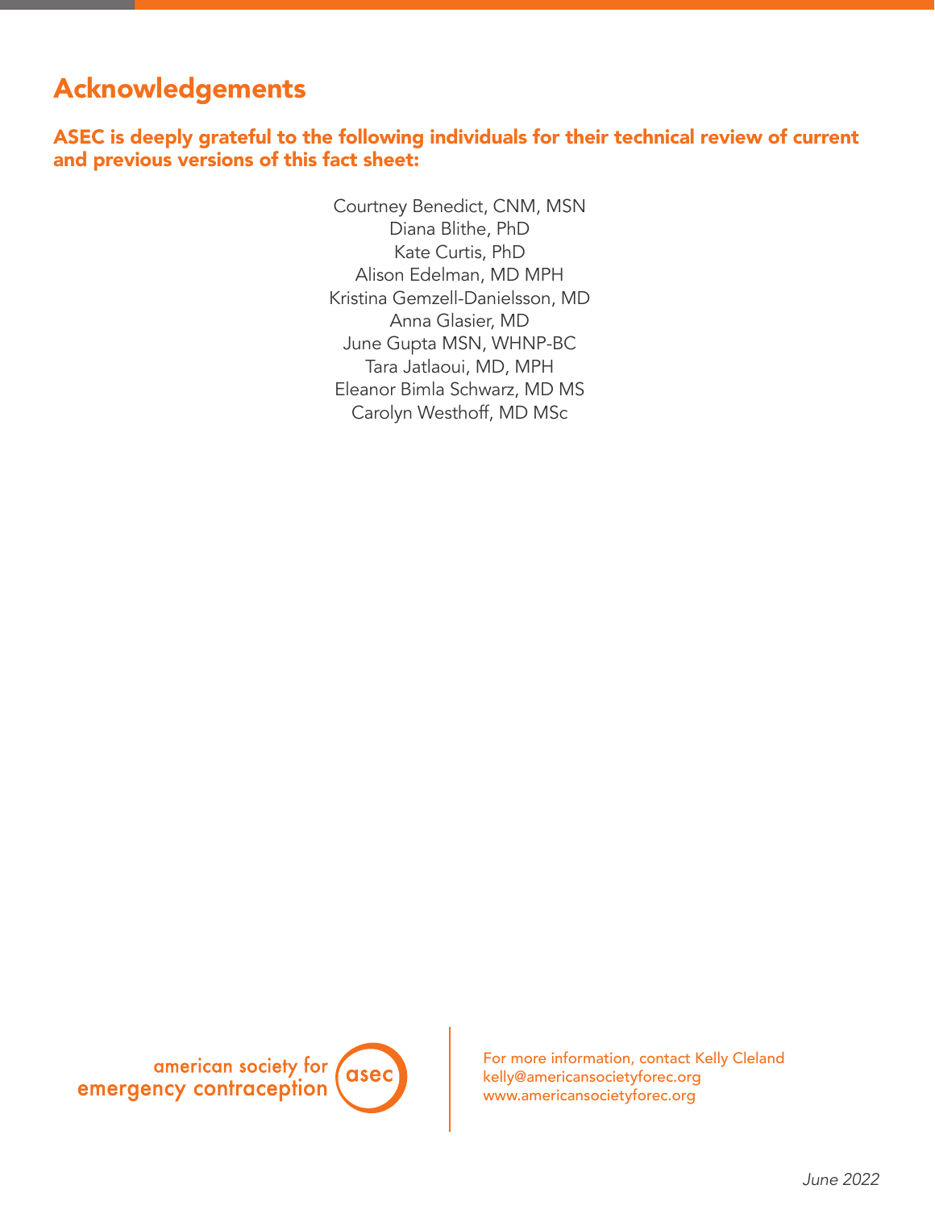## Acknowledgements

**ASEC is deeply grateful to the following individuals for their technical review of current and previous versions of this fact sheet:**

Courtney Benedict, CNM, MSN
Diana Blithe, PhD
Kate Curtis, PhD
Alison Edelman, MD MPH
Kristina Gemzell-Danielsson, MD
Anna Glasier, MD
June Gupta MSN, WHNP-BC
Tara Jatlaoui, MD, MPH
Eleanor Bimla Schwarz, MD MS
Carolyn Westhoff, MD MSc

american society for emergency contraception (asec)

For more information, contact Kelly Cleland
kelly@americansocietyforec.org
www.americansocietyforec.org

*June 2022*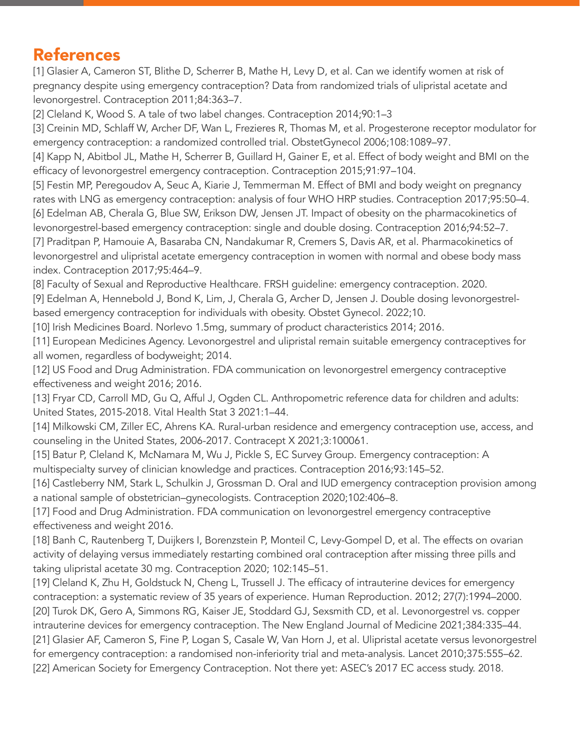## References

[1] Glasier A, Cameron ST, Blithe D, Scherrer B, Mathe H, Levy D, et al. Can we identify women at risk of pregnancy despite using emergency contraception? Data from randomized trials of ulipristal acetate and levonorgestrel. Contraception 2011;84:363–7.

[2] Cleland K, Wood S. A tale of two label changes. Contraception 2014;90:1–3

[3] Creinin MD, Schlaff W, Archer DF, Wan L, Frezieres R, Thomas M, et al. Progesterone receptor modulator for emergency contraception: a randomized controlled trial. ObstetGynecol 2006;108:1089–97.

[4] Kapp N, Abitbol JL, Mathe H, Scherrer B, Guillard H, Gainer E, et al. Effect of body weight and BMI on the efficacy of levonorgestrel emergency contraception. Contraception 2015;91:97–104.

[5] Festin MP, Peregoudov A, Seuc A, Kiarie J, Temmerman M. Effect of BMI and body weight on pregnancy rates with LNG as emergency contraception: analysis of four WHO HRP studies. Contraception 2017;95:50–4.

[6] Edelman AB, Cherala G, Blue SW, Erikson DW, Jensen JT. Impact of obesity on the pharmacokinetics of levonorgestrel-based emergency contraception: single and double dosing. Contraception 2016;94:52–7.

[7] Praditpan P, Hamouie A, Basaraba CN, Nandakumar R, Cremers S, Davis AR, et al. Pharmacokinetics of levonorgestrel and ulipristal acetate emergency contraception in women with normal and obese body mass index. Contraception 2017;95:464–9.

[8] Faculty of Sexual and Reproductive Healthcare. FRSH guideline: emergency contraception. 2020.

[9] Edelman A, Hennebold J, Bond K, Lim, J, Cherala G, Archer D, Jensen J. Double dosing levonorgestrel-based emergency contraception for individuals with obesity. Obstet Gynecol. 2022;10.

[10] Irish Medicines Board. Norlevo 1.5mg, summary of product characteristics 2014; 2016.

[11] European Medicines Agency. Levonorgestrel and ulipristal remain suitable emergency contraceptives for all women, regardless of bodyweight; 2014.

[12] US Food and Drug Administration. FDA communication on levonorgestrel emergency contraceptive effectiveness and weight 2016; 2016.

[13] Fryar CD, Carroll MD, Gu Q, Afful J, Ogden CL. Anthropometric reference data for children and adults: United States, 2015-2018. Vital Health Stat 3 2021:1–44.

[14] Milkowski CM, Ziller EC, Ahrens KA. Rural-urban residence and emergency contraception use, access, and counseling in the United States, 2006-2017. Contracept X 2021;3:100061.

[15] Batur P, Cleland K, McNamara M, Wu J, Pickle S, EC Survey Group. Emergency contraception: A multispecialty survey of clinician knowledge and practices. Contraception 2016;93:145–52.

[16] Castleberry NM, Stark L, Schulkin J, Grossman D. Oral and IUD emergency contraception provision among a national sample of obstetrician–gynecologists. Contraception 2020;102:406–8.

[17] Food and Drug Administration. FDA communication on levonorgestrel emergency contraceptive effectiveness and weight 2016.

[18] Banh C, Rautenberg T, Duijkers I, Borenzstein P, Monteil C, Levy-Gompel D, et al. The effects on ovarian activity of delaying versus immediately restarting combined oral contraception after missing three pills and taking ulipristal acetate 30 mg. Contraception 2020; 102:145–51.

[19] Cleland K, Zhu H, Goldstuck N, Cheng L, Trussell J. The efficacy of intrauterine devices for emergency contraception: a systematic review of 35 years of experience. Human Reproduction. 2012; 27(7):1994–2000.

[20] Turok DK, Gero A, Simmons RG, Kaiser JE, Stoddard GJ, Sexsmith CD, et al. Levonorgestrel vs. copper intrauterine devices for emergency contraception. The New England Journal of Medicine 2021;384:335–44.

[21] Glasier AF, Cameron S, Fine P, Logan S, Casale W, Van Horn J, et al. Ulipristal acetate versus levonorgestrel for emergency contraception: a randomised non-inferiority trial and meta-analysis. Lancet 2010;375:555–62.

[22] American Society for Emergency Contraception. Not there yet: ASEC's 2017 EC access study. 2018.